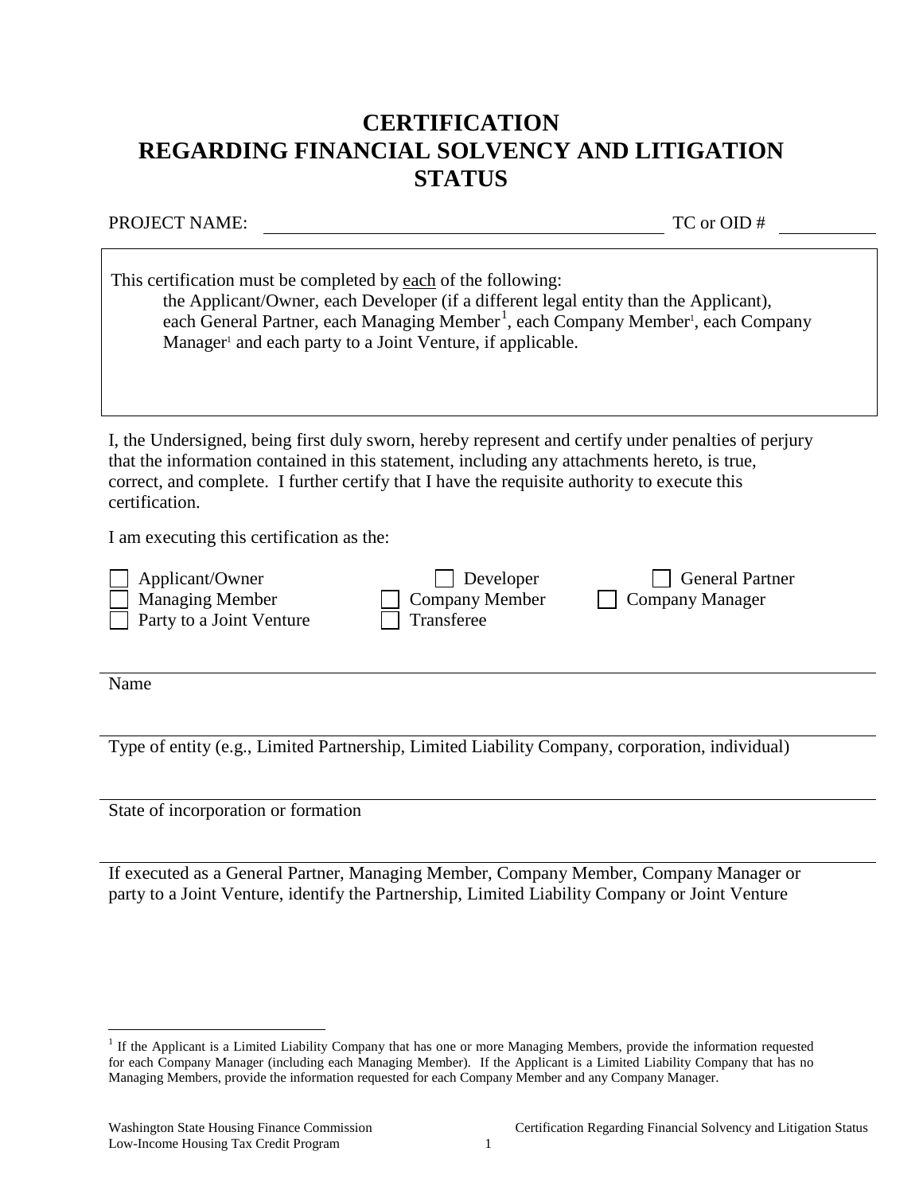# CERTIFICATION REGARDING FINANCIAL SOLVENCY AND LITIGATION STATUS

PROJECT NAME: ______________________________________ TC or OID # __________

> This certification must be completed by each of the following:
>
> the Applicant/Owner, each Developer (if a different legal entity than the Applicant), each General Partner, each Managing Member[1], each Company Member[1], each Company Manager[1] and each party to a Joint Venture, if applicable.

I, the Undersigned, being first duly sworn, hereby represent and certify under penalties of perjury that the information contained in this statement, including any attachments hereto, is true, correct, and complete. I further certify that I have the requisite authority to execute this certification.

I am executing this certification as the:

- ☐ Applicant/Owner
- ☐ Developer
- ☐ General Partner
- ☐ Managing Member
- ☐ Company Member
- ☐ Company Manager
- ☐ Party to a Joint Venture
- ☐ Transferee

______________________________________________________________________
Name

______________________________________________________________________
Type of entity (e.g., Limited Partnership, Limited Liability Company, corporation, individual)

______________________________________________________________________
State of incorporation or formation

______________________________________________________________________
If executed as a General Partner, Managing Member, Company Member, Company Manager or party to a Joint Venture, identify the Partnership, Limited Liability Company or Joint Venture

---

[1] If the Applicant is a Limited Liability Company that has one or more Managing Members, provide the information requested for each Company Manager (including each Managing Member). If the Applicant is a Limited Liability Company that has no Managing Members, provide the information requested for each Company Member and any Company Manager.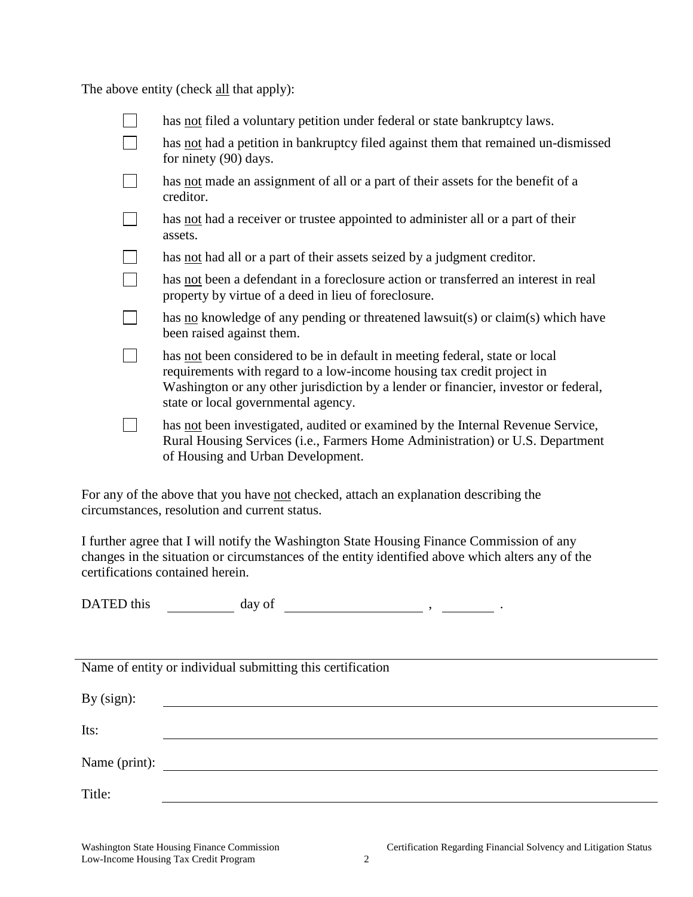The above entity (check <u>all</u> that apply):

- [ ] has <u>not</u> filed a voluntary petition under federal or state bankruptcy laws.
- [ ] has <u>not</u> had a petition in bankruptcy filed against them that remained un-dismissed for ninety (90) days.
- [ ] has <u>not</u> made an assignment of all or a part of their assets for the benefit of a creditor.
- [ ] has <u>not</u> had a receiver or trustee appointed to administer all or a part of their assets.
- [ ] has <u>not</u> had all or a part of their assets seized by a judgment creditor.
- [ ] has <u>not</u> been a defendant in a foreclosure action or transferred an interest in real property by virtue of a deed in lieu of foreclosure.
- [ ] has <u>no</u> knowledge of any pending or threatened lawsuit(s) or claim(s) which have been raised against them.
- [ ] has <u>not</u> been considered to be in default in meeting federal, state or local requirements with regard to a low-income housing tax credit project in Washington or any other jurisdiction by a lender or financier, investor or federal, state or local governmental agency.
- [ ] has <u>not</u> been investigated, audited or examined by the Internal Revenue Service, Rural Housing Services (i.e., Farmers Home Administration) or U.S. Department of Housing and Urban Development.

For any of the above that you have <u>not</u> checked, attach an explanation describing the circumstances, resolution and current status.

I further agree that I will notify the Washington State Housing Finance Commission of any changes in the situation or circumstances of the entity identified above which alters any of the certifications contained herein.

DATED this \_\_\_\_\_\_\_\_\_\_ day of \_\_\_\_\_\_\_\_\_\_\_\_\_\_\_\_\_\_\_\_ , \_\_\_\_\_\_\_\_ .

\_\_\_\_\_\_\_\_\_\_\_\_\_\_\_\_\_\_\_\_\_\_\_\_\_\_\_\_\_\_\_\_\_\_\_\_\_\_\_\_\_\_\_\_\_\_\_\_\_\_

Name of entity or individual submitting this certification

By (sign): \_\_\_\_\_\_\_\_\_\_\_\_\_\_\_\_\_\_\_\_\_\_\_\_\_\_\_\_\_\_\_\_\_\_\_\_\_\_\_\_

Its: \_\_\_\_\_\_\_\_\_\_\_\_\_\_\_\_\_\_\_\_\_\_\_\_\_\_\_\_\_\_\_\_\_\_\_\_\_\_\_\_

Name (print): \_\_\_\_\_\_\_\_\_\_\_\_\_\_\_\_\_\_\_\_\_\_\_\_\_\_\_\_\_\_\_\_\_\_\_\_\_\_\_\_

Title: \_\_\_\_\_\_\_\_\_\_\_\_\_\_\_\_\_\_\_\_\_\_\_\_\_\_\_\_\_\_\_\_\_\_\_\_\_\_\_\_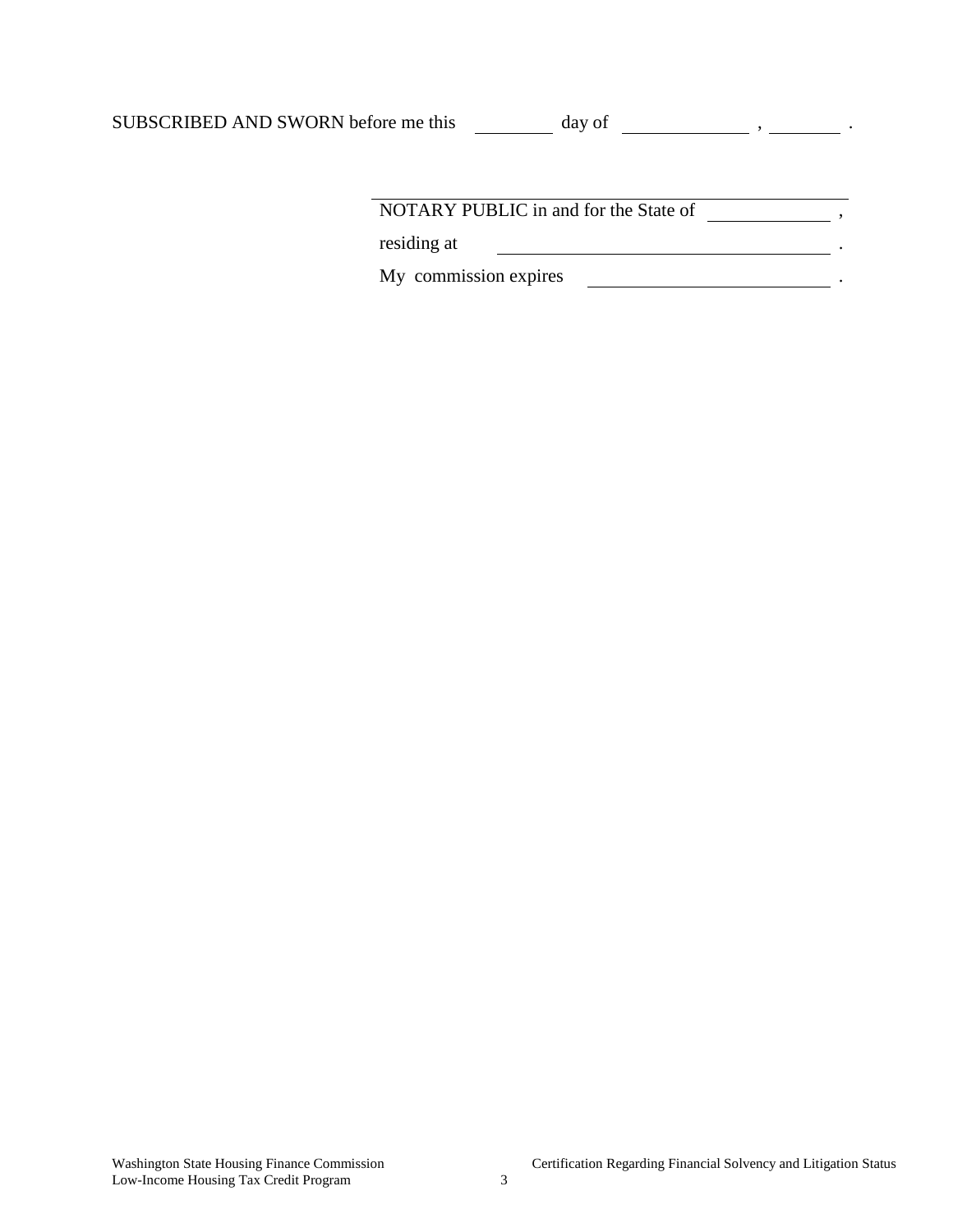SUBSCRIBED AND SWORN before me this \_\_\_\_\_\_\_\_\_ day of \_\_\_\_\_\_\_\_\_\_\_\_\_\_ , \_\_\_\_\_\_\_\_ .

\_\_\_\_\_\_\_\_\_\_\_\_\_\_\_\_\_\_\_\_\_\_\_\_\_\_\_\_\_\_\_\_\_\_\_\_\_\_\_\_\_\_\_\_

NOTARY PUBLIC in and for the State of \_\_\_\_\_\_\_\_\_\_\_\_\_\_ ,

residing at \_\_\_\_\_\_\_\_\_\_\_\_\_\_\_\_\_\_\_\_\_\_\_\_\_\_\_\_\_\_\_\_\_\_\_\_\_ .

My commission expires \_\_\_\_\_\_\_\_\_\_\_\_\_\_\_\_\_\_\_\_\_\_\_\_\_\_\_\_ .